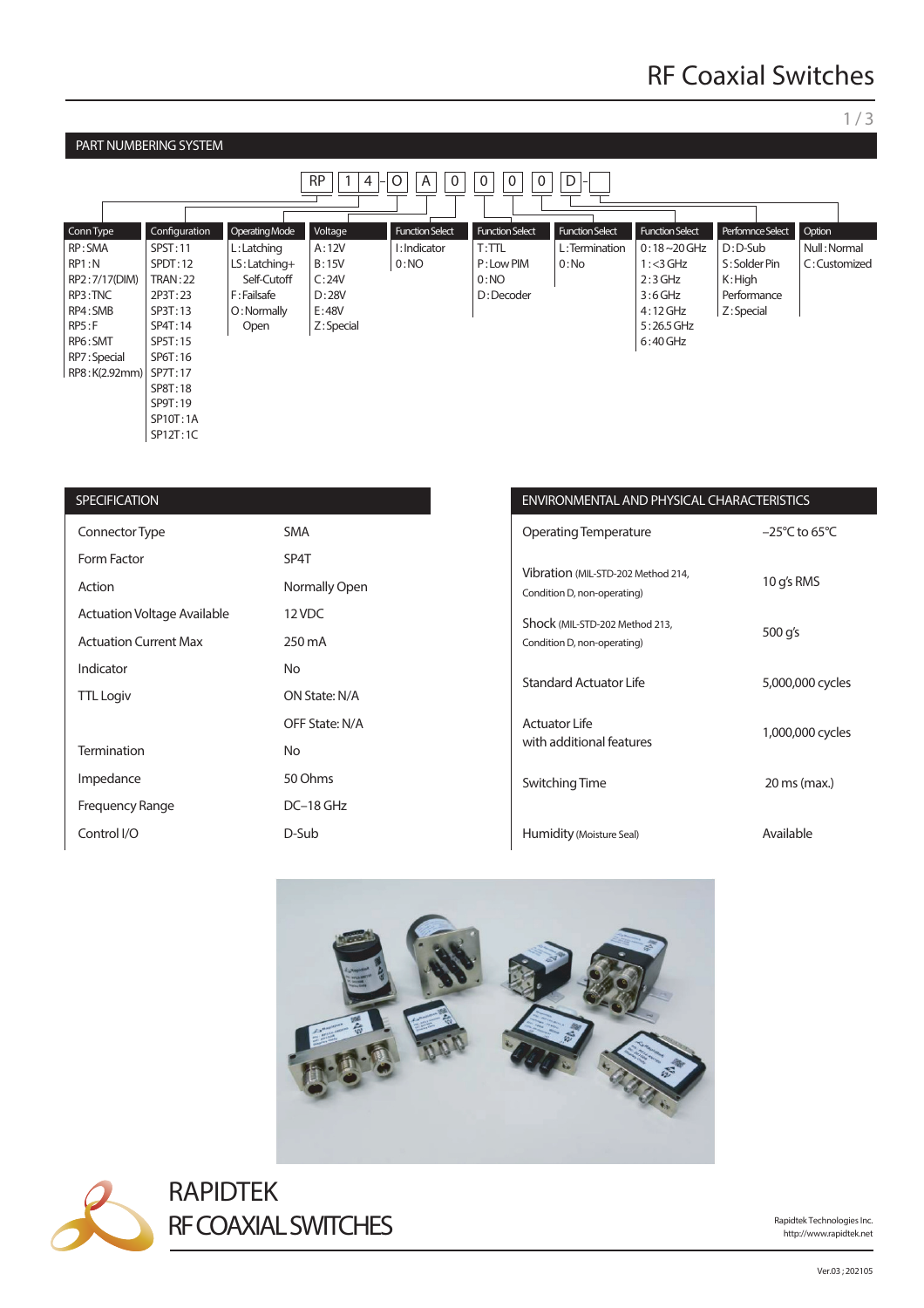# RF Coaxial Switches

## PART NUMBERING SYSTEM

RP 1 4 - O A 0 0 0 0 D -

| Conn Type | Configuration | Operating Mode | Voltage | Function Select | Function Select | Function Select | Function Select | Perfomnce Select | Option |
|---|---|---|---|---|---|---|---|---|---|
| RP : SMA | SPST : 11 | L : Latching | A : 12V | I : Indicator | T : TTL | L : Termination | 0 : 18~20 GHz | D : D-Sub | Null : Normal |
| RP1 : N | SPDT : 12 | LS : Latching+ Self-Cutoff | B : 15V | 0 : NO | P : Low PIM | 0 : No | 1 : <3 GHz | S : Solder Pin | C : Customized |
| RP2 : 7/17(DIM) | TRAN : 22 | F : Failsafe | C : 24V | | 0 : NO | | 2 : 3 GHz | K : High Performance | |
| RP3 : TNC | 2P3T : 23 | O : Normally Open | D : 28V | | D : Decoder | | 3 : 6 GHz | Z : Special | |
| RP4 : SMB | SP3T : 13 | | E : 48V | | | | 4 : 12 GHz | | |
| RP5 : F | SP4T : 14 | | Z : Special | | | | 5 : 26.5 GHz | | |
| RP6 : SMT | SP5T : 15 | | | | | | 6 : 40 GHz | | |
| RP7 : Special | SP6T : 16 | | | | | | | | |
| RP8 : K(2.92mm) | SP7T : 17 | | | | | | | | |
| | SP8T : 18 | | | | | | | | |
| | SP9T : 19 | | | | | | | | |
| | SP10T : 1A | | | | | | | | |
| | SP12T : 1C | | | | | | | | |

## SPECIFICATION

| | |
|---|---|
| Connector Type | SMA |
| Form Factor | SP4T |
| Action | Normally Open |
| Actuation Voltage Available | 12 VDC |
| Actuation Current Max | 250 mA |
| Indicator | No |
| TTL Logiv | ON State: N/A |
| | OFF State: N/A |
| Termination | No |
| Impedance | 50 Ohms |
| Frequency Range | DC–18 GHz |
| Control I/O | D-Sub |

## ENVIRONMENTAL AND PHYSICAL CHARACTERISTICS

| | |
|---|---|
| Operating Temperature | –25℃ to 65℃ |
| Vibration (MIL-STD-202 Method 214, Condition D, non-operating) | 10 g's RMS |
| Shock (MIL-STD-202 Method 213, Condition D, non-operating) | 500 g's |
| Standard Actuator Life | 5,000,000 cycles |
| Actuator Life with additional features | 1,000,000 cycles |
| Switching Time | 20 ms (max.) |
| Humidity (Moisture Seal) | Available |

RAPIDTEK
RF COAXIAL SWITCHES

Rapidtek Technologies Inc.
http://www.rapidtek.net

Ver.03 ; 202105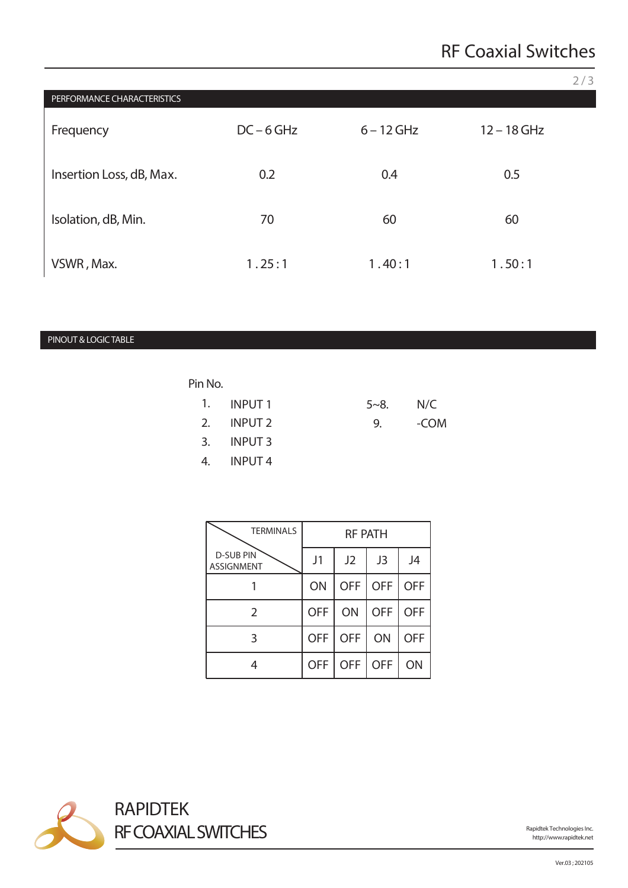## PERFORMANCE CHARACTERISTICS

| Frequency | DC – 6 GHz | 6 – 12 GHz | 12 – 18 GHz |
|---|---|---|---|
| Insertion Loss, dB, Max. | 0.2 | 0.4 | 0.5 |
| Isolation, dB, Min. | 70 | 60 | 60 |
| VSWR , Max. | 1 . 25 : 1 | 1 . 40 : 1 | 1 . 50 : 1 |

## PINOUT & LOGIC TABLE

Pin No.

1. INPUT 1
2. INPUT 2
3. INPUT 3
4. INPUT 4

5~8. N/C
9. -COM

| TERMINALS / D-SUB PIN ASSIGNMENT | RF PATH | | | |
|---|---|---|---|---|
| | J1 | J2 | J3 | J4 |
| 1 | ON | OFF | OFF | OFF |
| 2 | OFF | ON | OFF | OFF |
| 3 | OFF | OFF | ON | OFF |
| 4 | OFF | OFF | OFF | ON |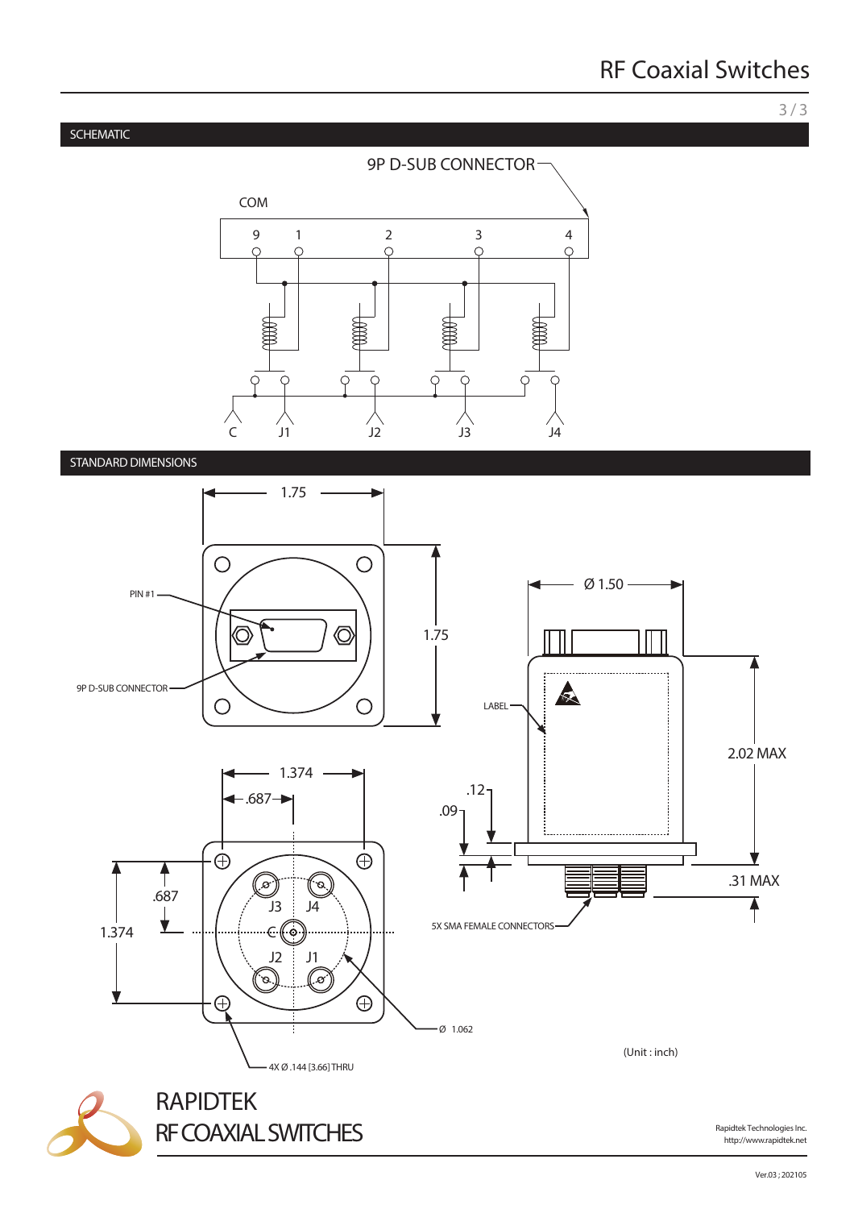## SCHEMATIC

9P D-SUB CONNECTOR

COM

9 1 2 3 4

C J1 J2 J3 J4

## STANDARD DIMENSIONS

1.75

1.75

PIN #1

9P D-SUB CONNECTOR

Ø 1.50

LABEL

2.02 MAX

.31 MAX

.12

.09

1.374

.687

.687

1.374

J3 J4

C

J2 J1

5X SMA FEMALE CONNECTORS

Ø 1.062

4X Ø .144 [3.66] THRU

(Unit : inch)

RAPIDTEK
RF COAXIAL SWITCHES

Rapidtek Technologies Inc.
http://www.rapidtek.net

Ver.03 ; 202105